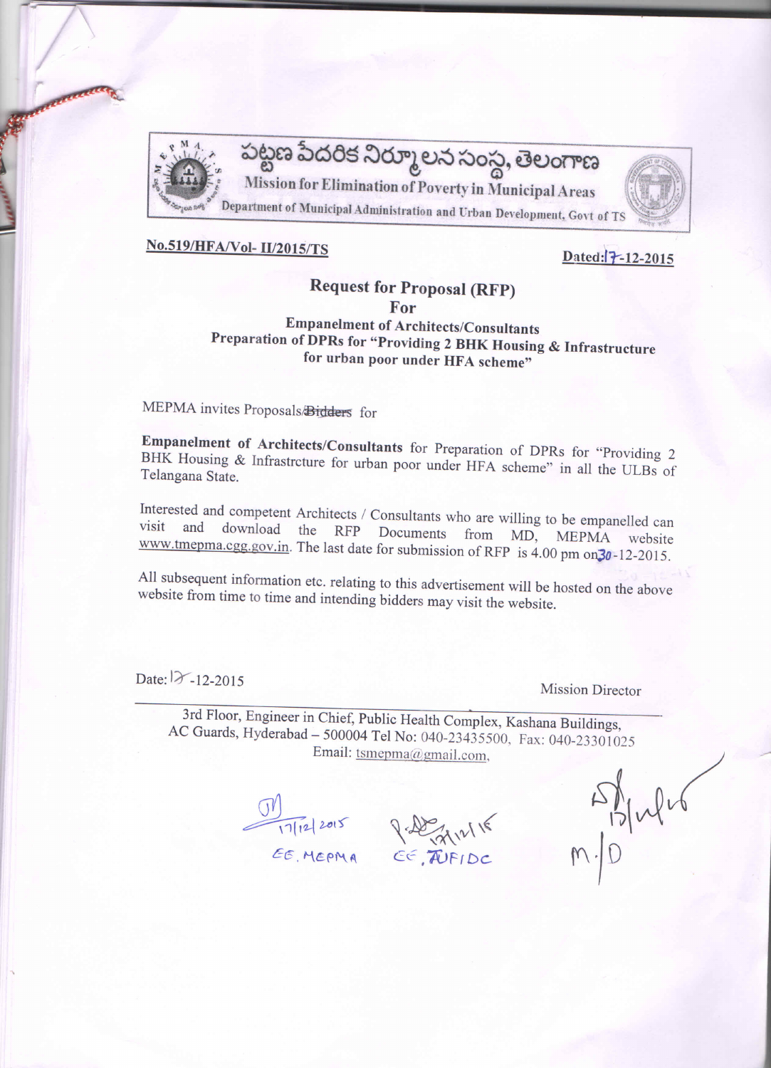పట్టణ పేదరిక నిర్మూలన సంస్థ, తెలంగాణ
Mission for Elimination of Poverty in Municipal Areas
Department of Municipal Administration and Urban Development, Govt of TS

**No.519/HFA/Vol- II/2015/TS** **Dated:17-12-2015**

## Request for Proposal (RFP)
## For
### Empanelment of Architects/Consultants
### Preparation of DPRs for "Providing 2 BHK Housing & Infrastructure for urban poor under HFA scheme"

MEPMA invites Proposals/~~Bidders~~ for

**Empanelment of Architects/Consultants** for Preparation of DPRs for "Providing 2 BHK Housing & Infrastrcture for urban poor under HFA scheme" in all the ULBs of Telangana State.

Interested and competent Architects / Consultants who are willing to be empanelled can visit and download the RFP Documents from MD, MEPMA website www.tmepma.cgg.gov.in. The last date for submission of RFP is 4.00 pm on 30-12-2015.

All subsequent information etc. relating to this advertisement will be hosted on the above website from time to time and intending bidders may visit the website.

Date: 17-12-2015

Mission Director

3rd Floor, Engineer in Chief, Public Health Complex, Kashana Buildings, AC Guards, Hyderabad – 500004 Tel No: 040-23435500, Fax: 040-23301025
Email: tsmepma@gmail.com,

17/12/2015
EE, MEPMA

17/12/15
EE, TUFIDC

17/12/15
M.D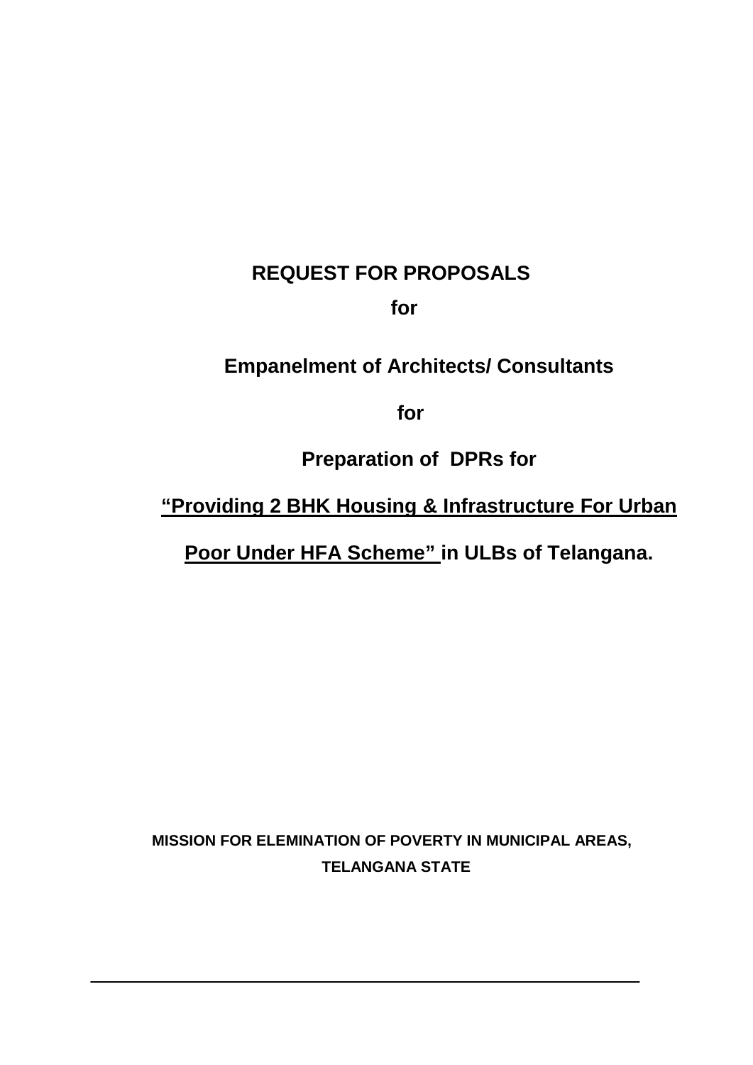# REQUEST FOR PROPOSALS

**for**

**Empanelment of Architects/ Consultants**

**for**

**Preparation of DPRs for**

**"Providing 2 BHK Housing & Infrastructure For Urban Poor Under HFA Scheme" in ULBs of Telangana.**

**MISSION FOR ELEMINATION OF POVERTY IN MUNICIPAL AREAS, TELANGANA STATE**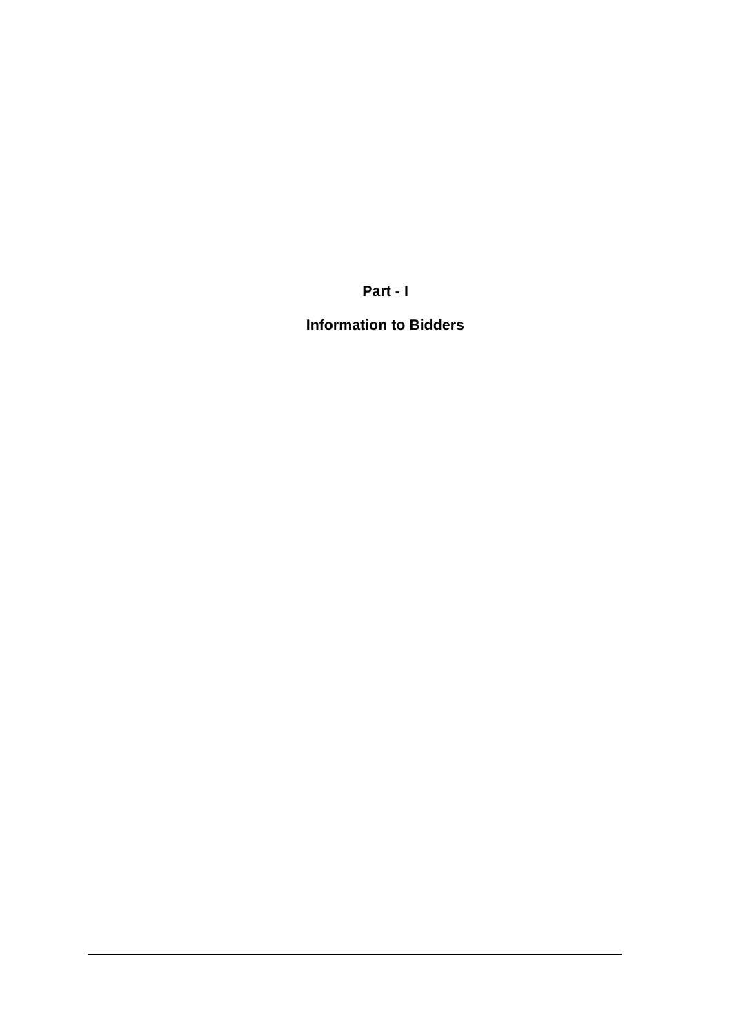# Part - I

## Information to Bidders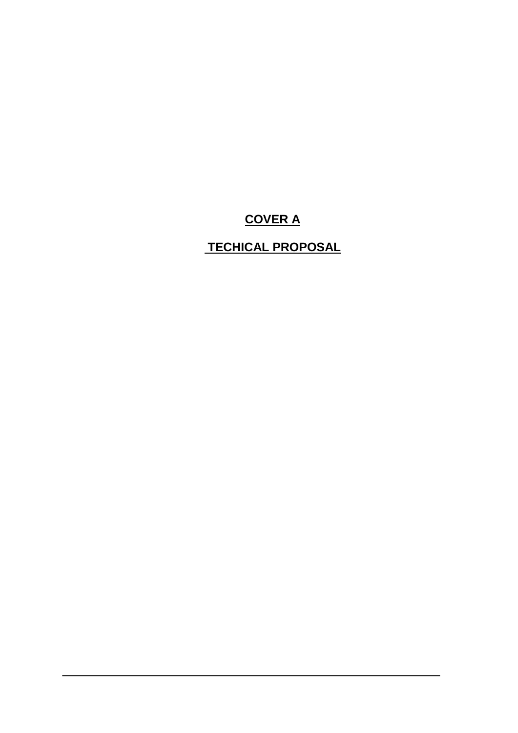**COVER A**

**TECHICAL PROPOSAL**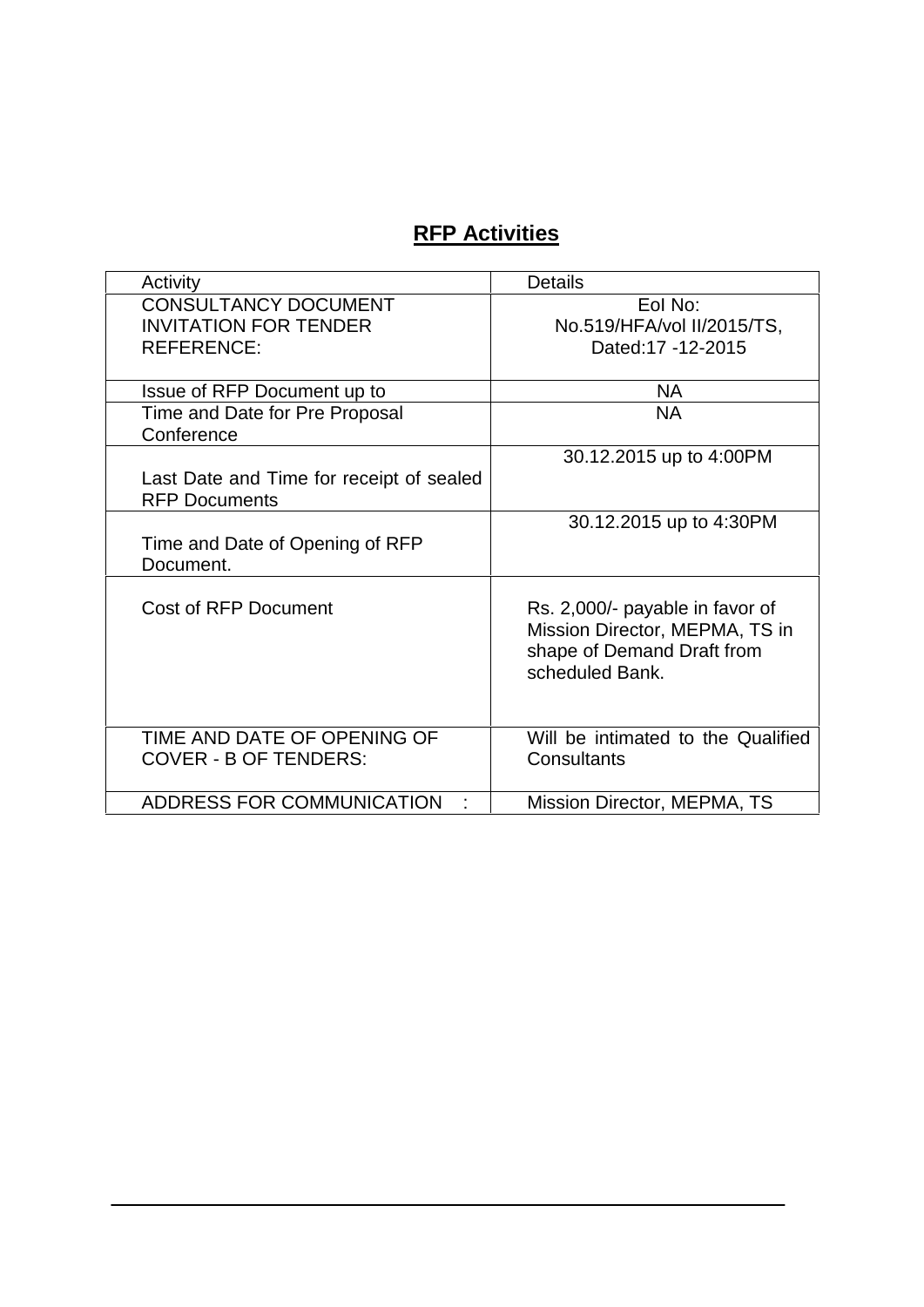## RFP Activities

| Activity | Details |
|---|---|
| CONSULTANCY DOCUMENT INVITATION FOR TENDER REFERENCE: | EoI No: No.519/HFA/vol II/2015/TS, Dated:17 -12-2015 |
| Issue of RFP Document up to | NA |
| Time and Date for Pre Proposal Conference | NA |
| Last Date and Time for receipt of sealed RFP Documents | 30.12.2015 up to 4:00PM |
| Time and Date of Opening of RFP Document. | 30.12.2015 up to 4:30PM |
| Cost of RFP Document | Rs. 2,000/- payable in favor of Mission Director, MEPMA, TS in shape of Demand Draft from scheduled Bank. |
| TIME AND DATE OF OPENING OF COVER - B OF TENDERS: | Will be intimated to the Qualified Consultants |
| ADDRESS FOR COMMUNICATION : | Mission Director, MEPMA, TS |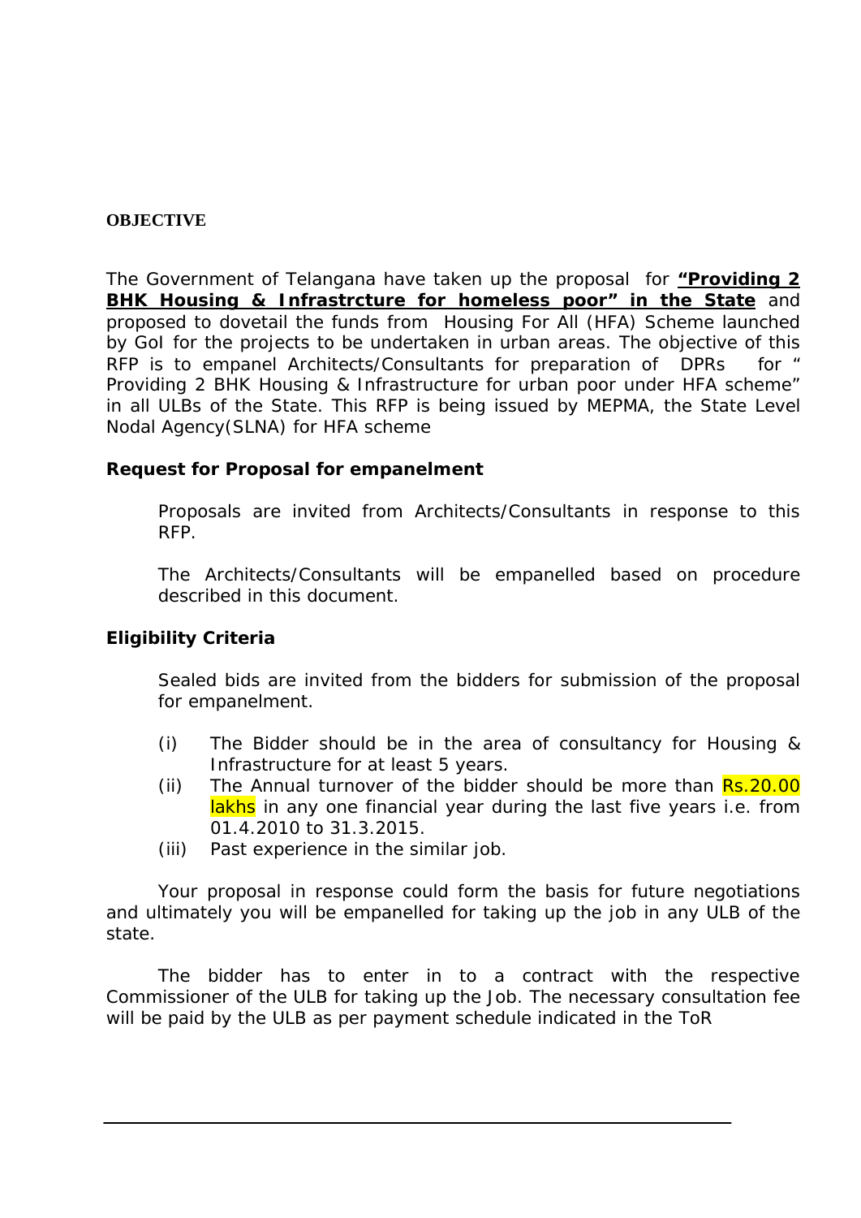**OBJECTIVE**

The Government of Telangana have taken up the proposal for **"Providing 2 BHK Housing & Infrastrcture for homeless poor" in the State** and proposed to dovetail the funds from Housing For All (HFA) Scheme launched by GoI for the projects to be undertaken in urban areas. The objective of this RFP is to empanel Architects/Consultants for preparation of DPRs for " Providing 2 BHK Housing & Infrastructure for urban poor under HFA scheme" in all ULBs of the State. This RFP is being issued by MEPMA, the State Level Nodal Agency(SLNA) for HFA scheme

**Request for Proposal for empanelment**

Proposals are invited from Architects/Consultants in response to this RFP.

The Architects/Consultants will be empanelled based on procedure described in this document.

**Eligibility Criteria**

Sealed bids are invited from the bidders for submission of the proposal for empanelment.

(i) The Bidder should be in the area of consultancy for Housing & Infrastructure for at least 5 years.
(ii) The Annual turnover of the bidder should be more than Rs.20.00 lakhs in any one financial year during the last five years i.e. from 01.4.2010 to 31.3.2015.
(iii) Past experience in the similar job.

Your proposal in response could form the basis for future negotiations and ultimately you will be empanelled for taking up the job in any ULB of the state.

The bidder has to enter in to a contract with the respective Commissioner of the ULB for taking up the Job. The necessary consultation fee will be paid by the ULB as per payment schedule indicated in the ToR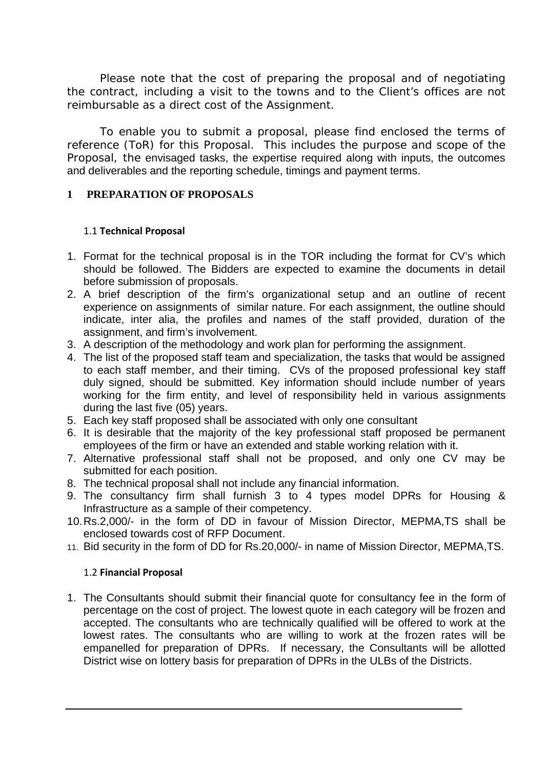Please note that the cost of preparing the proposal and of negotiating the contract, including a visit to the towns and to the Client's offices are not reimbursable as a direct cost of the Assignment.

To enable you to submit a proposal, please find enclosed the terms of reference (ToR) for this Proposal. This includes the purpose and scope of the Proposal, the envisaged tasks, the expertise required along with inputs, the outcomes and deliverables and the reporting schedule, timings and payment terms.

## 1 PREPARATION OF PROPOSALS

### 1.1 Technical Proposal

1. Format for the technical proposal is in the TOR including the format for CV's which should be followed. The Bidders are expected to examine the documents in detail before submission of proposals.
2. A brief description of the firm's organizational setup and an outline of recent experience on assignments of similar nature. For each assignment, the outline should indicate, inter alia, the profiles and names of the staff provided, duration of the assignment, and firm's involvement.
3. A description of the methodology and work plan for performing the assignment.
4. The list of the proposed staff team and specialization, the tasks that would be assigned to each staff member, and their timing. CVs of the proposed professional key staff duly signed, should be submitted. Key information should include number of years working for the firm entity, and level of responsibility held in various assignments during the last five (05) years.
5. Each key staff proposed shall be associated with only one consultant
6. It is desirable that the majority of the key professional staff proposed be permanent employees of the firm or have an extended and stable working relation with it.
7. Alternative professional staff shall not be proposed, and only one CV may be submitted for each position.
8. The technical proposal shall not include any financial information.
9. The consultancy firm shall furnish 3 to 4 types model DPRs for Housing & Infrastructure as a sample of their competency.
10. Rs.2,000/- in the form of DD in favour of Mission Director, MEPMA,TS shall be enclosed towards cost of RFP Document.
11. Bid security in the form of DD for Rs.20,000/- in name of Mission Director, MEPMA,TS.

### 1.2 Financial Proposal

1. The Consultants should submit their financial quote for consultancy fee in the form of percentage on the cost of project. The lowest quote in each category will be frozen and accepted. The consultants who are technically qualified will be offered to work at the lowest rates. The consultants who are willing to work at the frozen rates will be empanelled for preparation of DPRs. If necessary, the Consultants will be allotted District wise on lottery basis for preparation of DPRs in the ULBs of the Districts.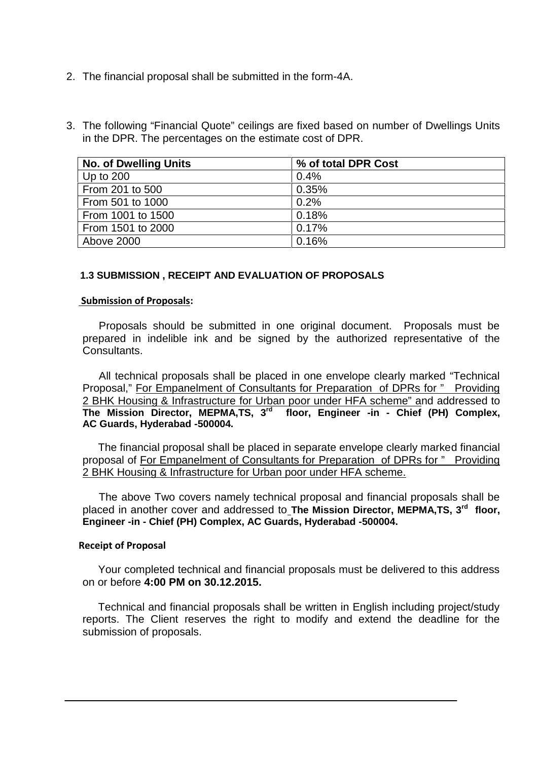2. The financial proposal shall be submitted in the form-4A.

3. The following "Financial Quote" ceilings are fixed based on number of Dwellings Units in the DPR. The percentages on the estimate cost of DPR.

| No. of Dwelling Units | % of total DPR Cost |
|---|---|
| Up to 200 | 0.4% |
| From 201 to 500 | 0.35% |
| From 501 to 1000 | 0.2% |
| From 1001 to 1500 | 0.18% |
| From 1501 to 2000 | 0.17% |
| Above 2000 | 0.16% |

### 1.3 SUBMISSION , RECEIPT AND EVALUATION OF PROPOSALS

**Submission of Proposals:**

Proposals should be submitted in one original document. Proposals must be prepared in indelible ink and be signed by the authorized representative of the Consultants.

All technical proposals shall be placed in one envelope clearly marked "Technical Proposal," For Empanelment of Consultants for Preparation of DPRs for " Providing 2 BHK Housing & Infrastructure for Urban poor under HFA scheme" and addressed to **The Mission Director, MEPMA,TS, 3rd floor, Engineer -in - Chief (PH) Complex, AC Guards, Hyderabad -500004.**

The financial proposal shall be placed in separate envelope clearly marked financial proposal of For Empanelment of Consultants for Preparation of DPRs for " Providing 2 BHK Housing & Infrastructure for Urban poor under HFA scheme.

The above Two covers namely technical proposal and financial proposals shall be placed in another cover and addressed to **The Mission Director, MEPMA,TS, 3rd floor, Engineer -in - Chief (PH) Complex, AC Guards, Hyderabad -500004.**

**Receipt of Proposal**

Your completed technical and financial proposals must be delivered to this address on or before **4:00 PM on 30.12.2015.**

Technical and financial proposals shall be written in English including project/study reports. The Client reserves the right to modify and extend the deadline for the submission of proposals.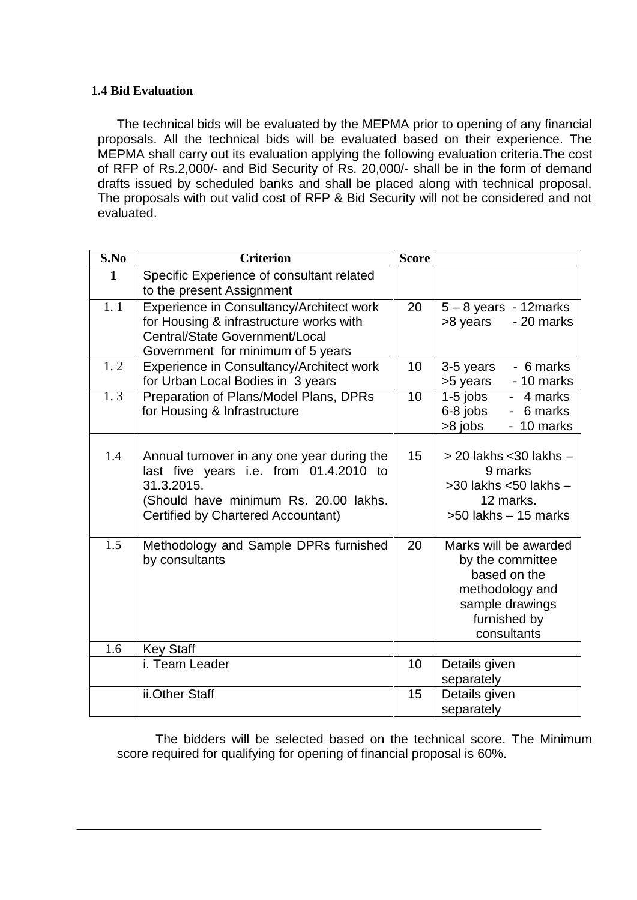### 1.4 Bid Evaluation

The technical bids will be evaluated by the MEPMA prior to opening of any financial proposals. All the technical bids will be evaluated based on their experience. The MEPMA shall carry out its evaluation applying the following evaluation criteria.The cost of RFP of Rs.2,000/- and Bid Security of Rs. 20,000/- shall be in the form of demand drafts issued by scheduled banks and shall be placed along with technical proposal. The proposals with out valid cost of RFP & Bid Security will not be considered and not evaluated.

| S.No | Criterion | Score | |
|---|---|---|---|
| 1 | Specific Experience of consultant related to the present Assignment | | |
| 1. 1 | Experience in Consultancy/Architect work for Housing & infrastructure works with Central/State Government/Local Government for minimum of 5 years | 20 | 5 – 8 years - 12marks<br>>8 years - 20 marks |
| 1. 2 | Experience in Consultancy/Architect work for Urban Local Bodies in 3 years | 10 | 3-5 years - 6 marks<br>>5 years - 10 marks |
| 1. 3 | Preparation of Plans/Model Plans, DPRs for Housing & Infrastructure | 10 | 1-5 jobs - 4 marks<br>6-8 jobs - 6 marks<br>>8 jobs - 10 marks |
| 1.4 | Annual turnover in any one year during the last five years i.e. from 01.4.2010 to 31.3.2015.<br>(Should have minimum Rs. 20.00 lakhs. Certified by Chartered Accountant) | 15 | > 20 lakhs <30 lakhs – 9 marks<br>>30 lakhs <50 lakhs – 12 marks.<br>>50 lakhs – 15 marks |
| 1.5 | Methodology and Sample DPRs furnished by consultants | 20 | Marks will be awarded by the committee based on the methodology and sample drawings furnished by consultants |
| 1.6 | Key Staff | | |
| | i. Team Leader | 10 | Details given separately |
| | ii.Other Staff | 15 | Details given separately |

The bidders will be selected based on the technical score. The Minimum score required for qualifying for opening of financial proposal is 60%.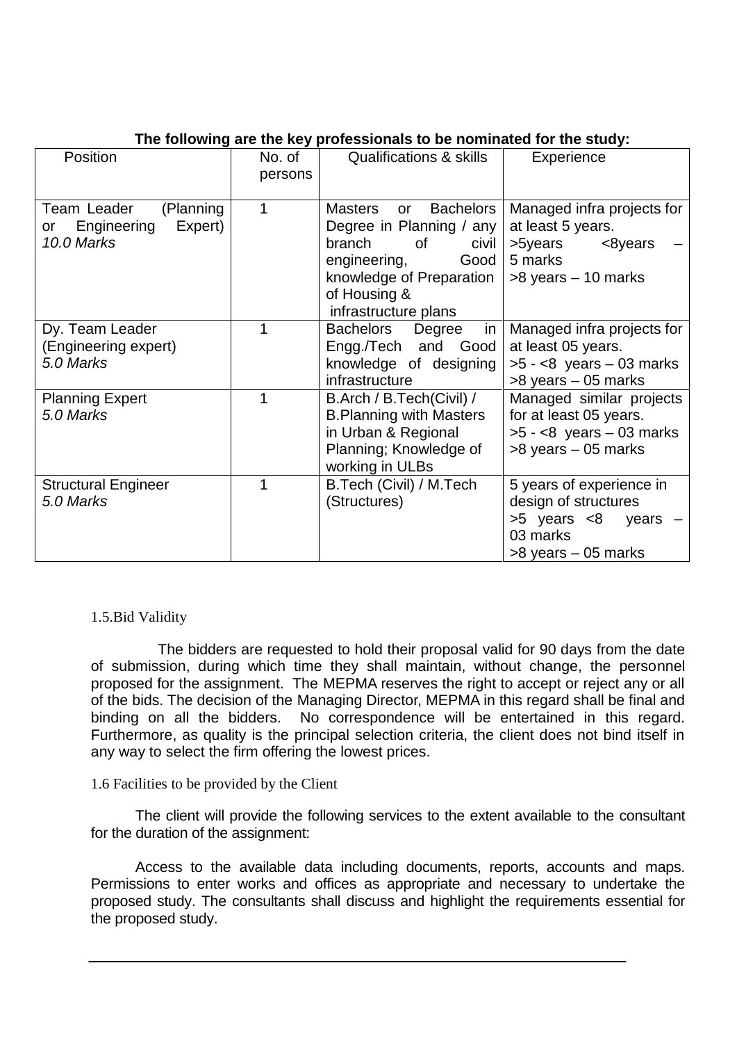**The following are the key professionals to be nominated for the study:**

| Position | No. of persons | Qualifications & skills | Experience |
|---|---|---|---|
| Team Leader (Planning or Engineering Expert)<br>*10.0 Marks* | 1 | Masters or Bachelors Degree in Planning / any branch of civil engineering, Good knowledge of Preparation of Housing & infrastructure plans | Managed infra projects for at least 5 years.<br>>5years <8years – 5 marks<br>>8 years – 10 marks |
| Dy. Team Leader (Engineering expert)<br>*5.0 Marks* | 1 | Bachelors Degree in Engg./Tech and Good knowledge of designing infrastructure | Managed infra projects for at least 05 years.<br>>5 - <8 years – 03 marks<br>>8 years – 05 marks |
| Planning Expert<br>*5.0 Marks* | 1 | B.Arch / B.Tech(Civil) / B.Planning with Masters in Urban & Regional Planning; Knowledge of working in ULBs | Managed similar projects for at least 05 years.<br>>5 - <8 years – 03 marks<br>>8 years – 05 marks |
| Structural Engineer<br>*5.0 Marks* | 1 | B.Tech (Civil) / M.Tech (Structures) | 5 years of experience in design of structures<br>>5 years <8 years – 03 marks<br>>8 years – 05 marks |

### 1.5.Bid Validity

The bidders are requested to hold their proposal valid for 90 days from the date of submission, during which time they shall maintain, without change, the personnel proposed for the assignment. The MEPMA reserves the right to accept or reject any or all of the bids. The decision of the Managing Director, MEPMA in this regard shall be final and binding on all the bidders. No correspondence will be entertained in this regard. Furthermore, as quality is the principal selection criteria, the client does not bind itself in any way to select the firm offering the lowest prices.

### 1.6 Facilities to be provided by the Client

The client will provide the following services to the extent available to the consultant for the duration of the assignment:

Access to the available data including documents, reports, accounts and maps. Permissions to enter works and offices as appropriate and necessary to undertake the proposed study. The consultants shall discuss and highlight the requirements essential for the proposed study.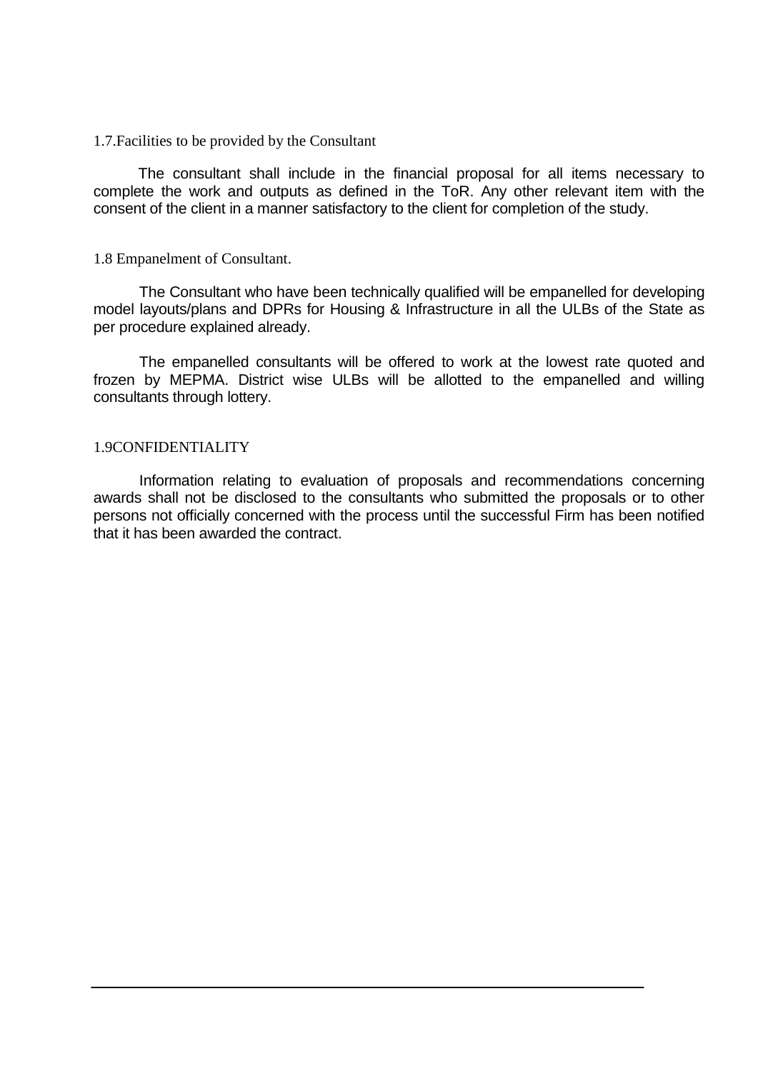### 1.7.Facilities to be provided by the Consultant

The consultant shall include in the financial proposal for all items necessary to complete the work and outputs as defined in the ToR. Any other relevant item with the consent of the client in a manner satisfactory to the client for completion of the study.

### 1.8 Empanelment of Consultant.

The Consultant who have been technically qualified will be empanelled for developing model layouts/plans and DPRs for Housing & Infrastructure in all the ULBs of the State as per procedure explained already.

The empanelled consultants will be offered to work at the lowest rate quoted and frozen by MEPMA. District wise ULBs will be allotted to the empanelled and willing consultants through lottery.

### 1.9CONFIDENTIALITY

Information relating to evaluation of proposals and recommendations concerning awards shall not be disclosed to the consultants who submitted the proposals or to other persons not officially concerned with the process until the successful Firm has been notified that it has been awarded the contract.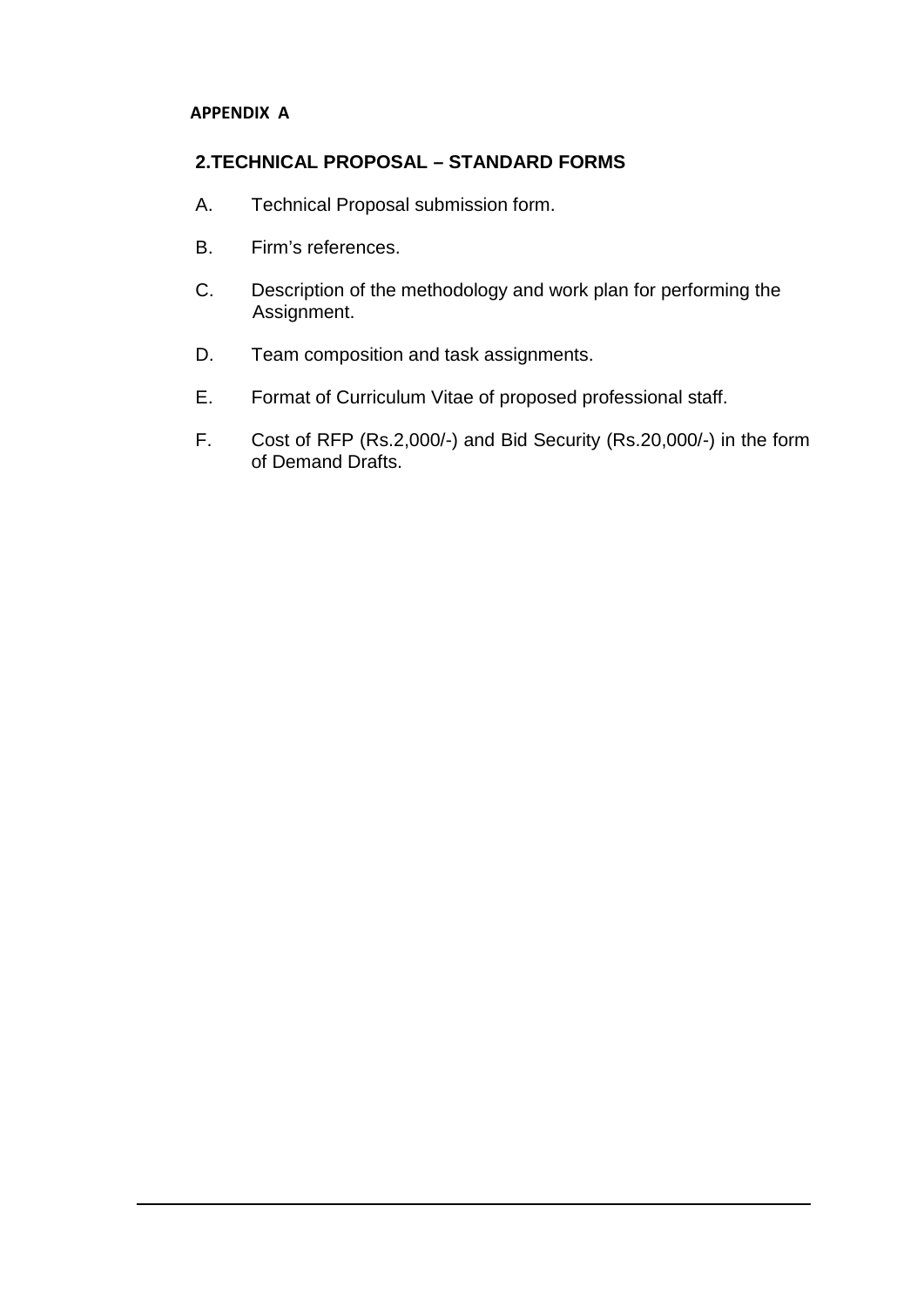**APPENDIX A**

## 2.TECHNICAL PROPOSAL – STANDARD FORMS

A. Technical Proposal submission form.

B. Firm's references.

C. Description of the methodology and work plan for performing the Assignment.

D. Team composition and task assignments.

E. Format of Curriculum Vitae of proposed professional staff.

F. Cost of RFP (Rs.2,000/-) and Bid Security (Rs.20,000/-) in the form of Demand Drafts.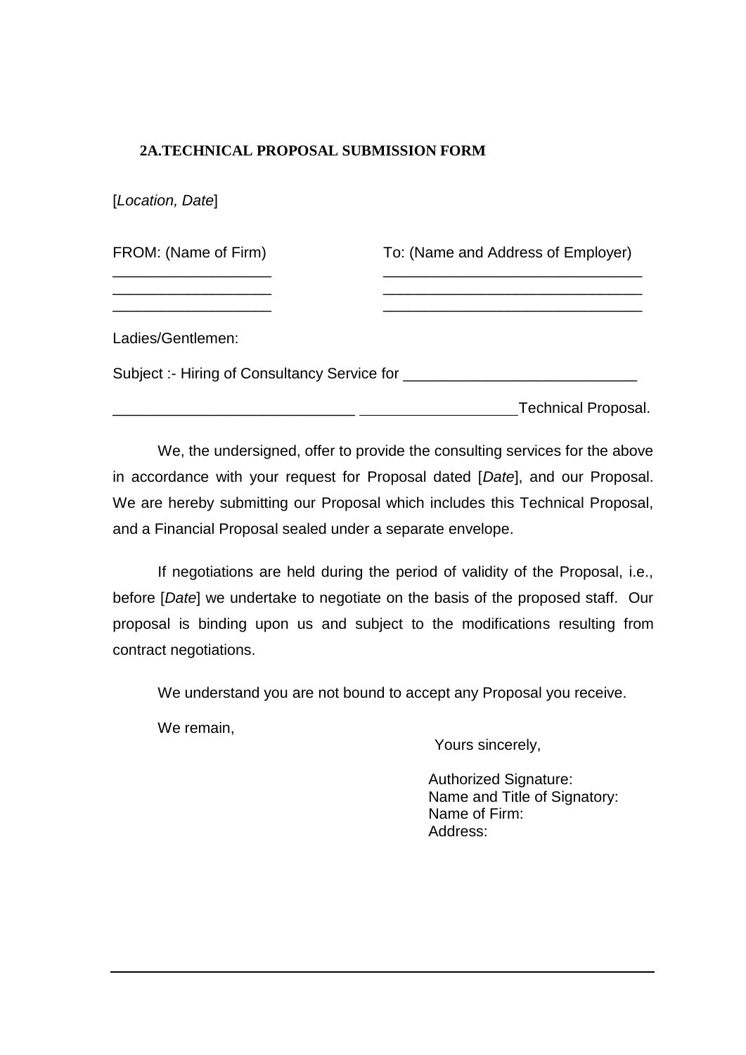## 2A.TECHNICAL PROPOSAL SUBMISSION FORM

[*Location, Date*]

| FROM: (Name of Firm) | To: (Name and Address of Employer) |
|---|---|
| ___________________ | ________________________________ |
| ___________________ | ________________________________ |
| ___________________ | ________________________________ |

Ladies/Gentlemen:

Subject :- Hiring of Consultancy Service for ____________________________

_____________________________ __________________Technical Proposal.

We, the undersigned, offer to provide the consulting services for the above in accordance with your request for Proposal dated [*Date*], and our Proposal. We are hereby submitting our Proposal which includes this Technical Proposal, and a Financial Proposal sealed under a separate envelope.

If negotiations are held during the period of validity of the Proposal, i.e., before [*Date*] we undertake to negotiate on the basis of the proposed staff. Our proposal is binding upon us and subject to the modifications resulting from contract negotiations.

We understand you are not bound to accept any Proposal you receive.

We remain,

Yours sincerely,

Authorized Signature:
Name and Title of Signatory:
Name of Firm:
Address: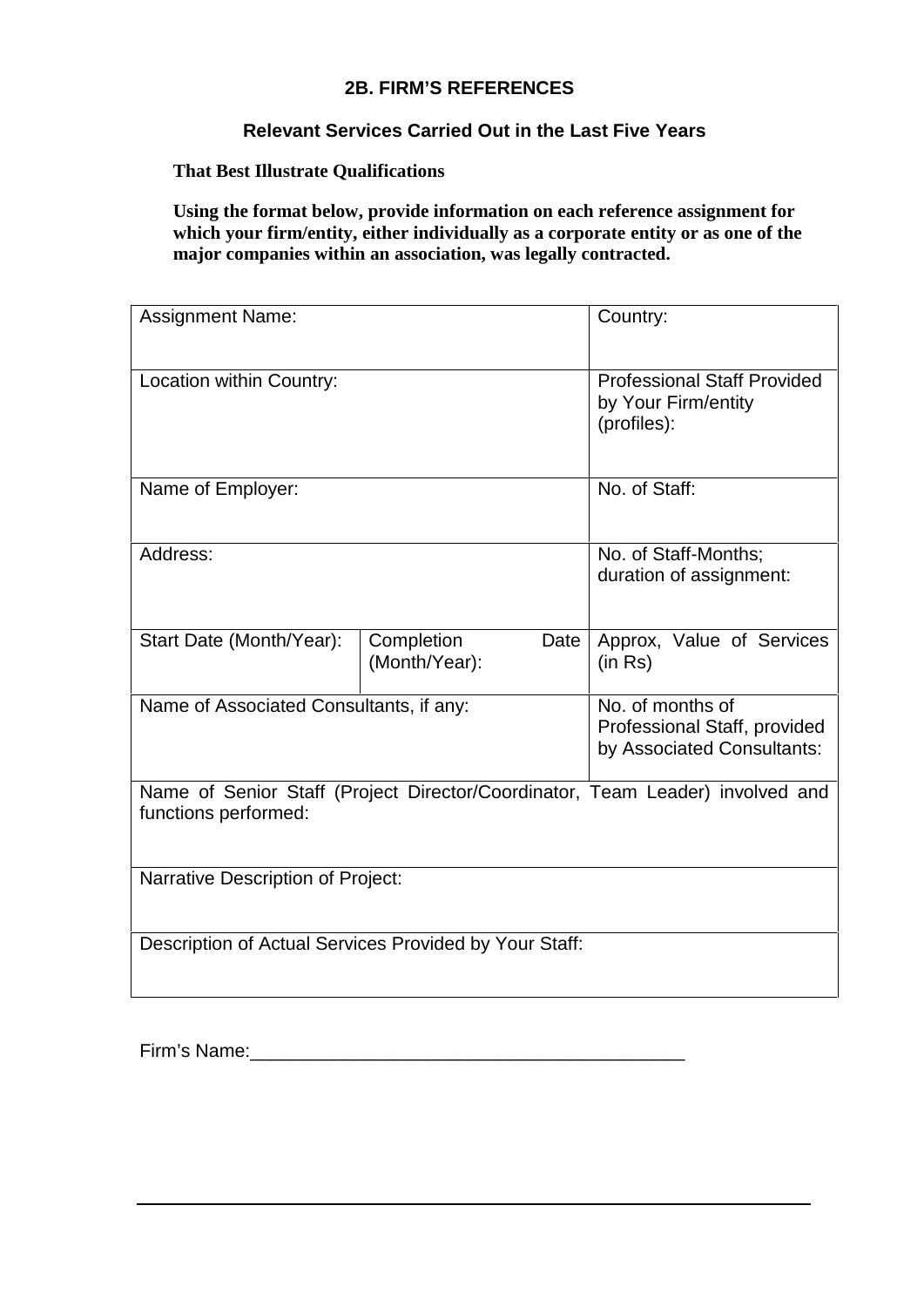## 2B. FIRM'S REFERENCES

### Relevant Services Carried Out in the Last Five Years

**That Best Illustrate Qualifications**

**Using the format below, provide information on each reference assignment for which your firm/entity, either individually as a corporate entity or as one of the major companies within an association, was legally contracted.**

| Assignment Name: | | Country: |
|---|---|---|
| Location within Country: | | Professional Staff Provided by Your Firm/entity (profiles): |
| Name of Employer: | | No. of Staff: |
| Address: | | No. of Staff-Months; duration of assignment: |
| Start Date (Month/Year): | Completion Date (Month/Year): | Approx, Value of Services (in Rs) |
| Name of Associated Consultants, if any: | | No. of months of Professional Staff, provided by Associated Consultants: |
| Name of Senior Staff (Project Director/Coordinator, Team Leader) involved and functions performed: | | |
| Narrative Description of Project: | | |
| Description of Actual Services Provided by Your Staff: | | |

Firm's Name:\_\_\_\_\_\_\_\_\_\_\_\_\_\_\_\_\_\_\_\_\_\_\_\_\_\_\_\_\_\_\_\_\_\_\_\_\_\_\_\_\_\_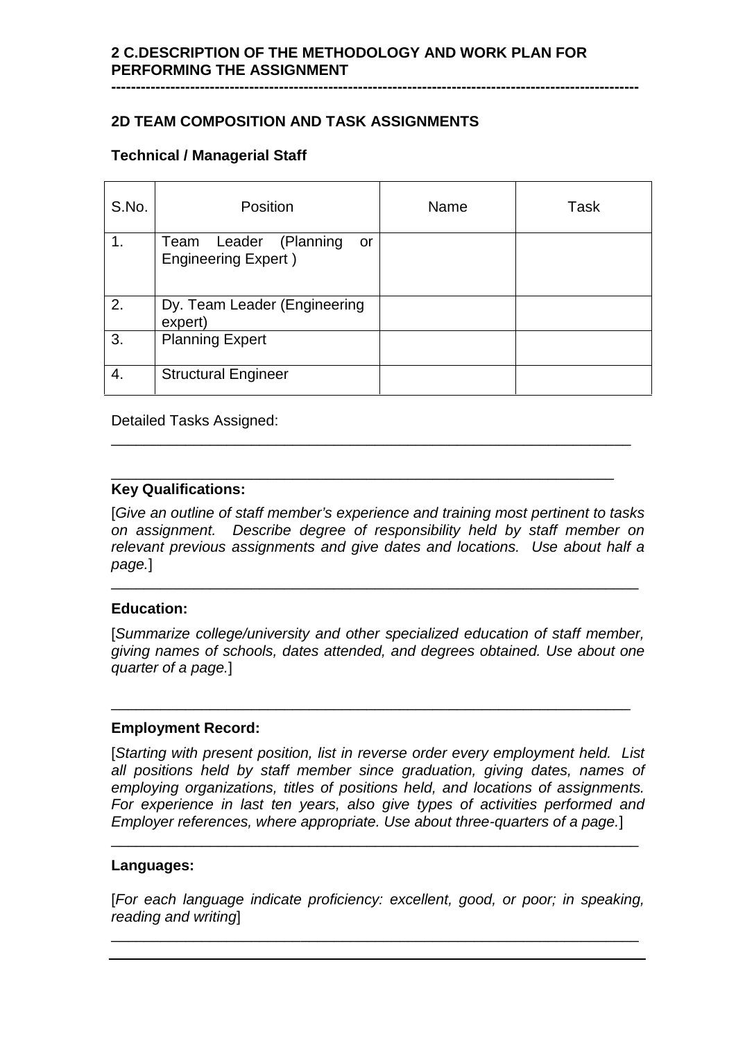## 2 C.DESCRIPTION OF THE METHODOLOGY AND WORK PLAN FOR PERFORMING THE ASSIGNMENT

---

## 2D TEAM COMPOSITION AND TASK ASSIGNMENTS

**Technical / Managerial Staff**

| S.No. | Position | Name | Task |
|---|---|---|---|
| 1. | Team Leader (Planning or Engineering Expert ) | | |
| 2. | Dy. Team Leader (Engineering expert) | | |
| 3. | Planning Expert | | |
| 4. | Structural Engineer | | |

Detailed Tasks Assigned:

______________________________________________________________

______________________________________________________________

**Key Qualifications:**

[*Give an outline of staff member's experience and training most pertinent to tasks on assignment. Describe degree of responsibility held by staff member on relevant previous assignments and give dates and locations. Use about half a page.*]

______________________________________________________________

**Education:**

[*Summarize college/university and other specialized education of staff member, giving names of schools, dates attended, and degrees obtained. Use about one quarter of a page.*]

______________________________________________________________

**Employment Record:**

[*Starting with present position, list in reverse order every employment held. List all positions held by staff member since graduation, giving dates, names of employing organizations, titles of positions held, and locations of assignments. For experience in last ten years, also give types of activities performed and Employer references, where appropriate. Use about three-quarters of a page.*]

______________________________________________________________

**Languages:**

[*For each language indicate proficiency: excellent, good, or poor; in speaking, reading and writing*]

______________________________________________________________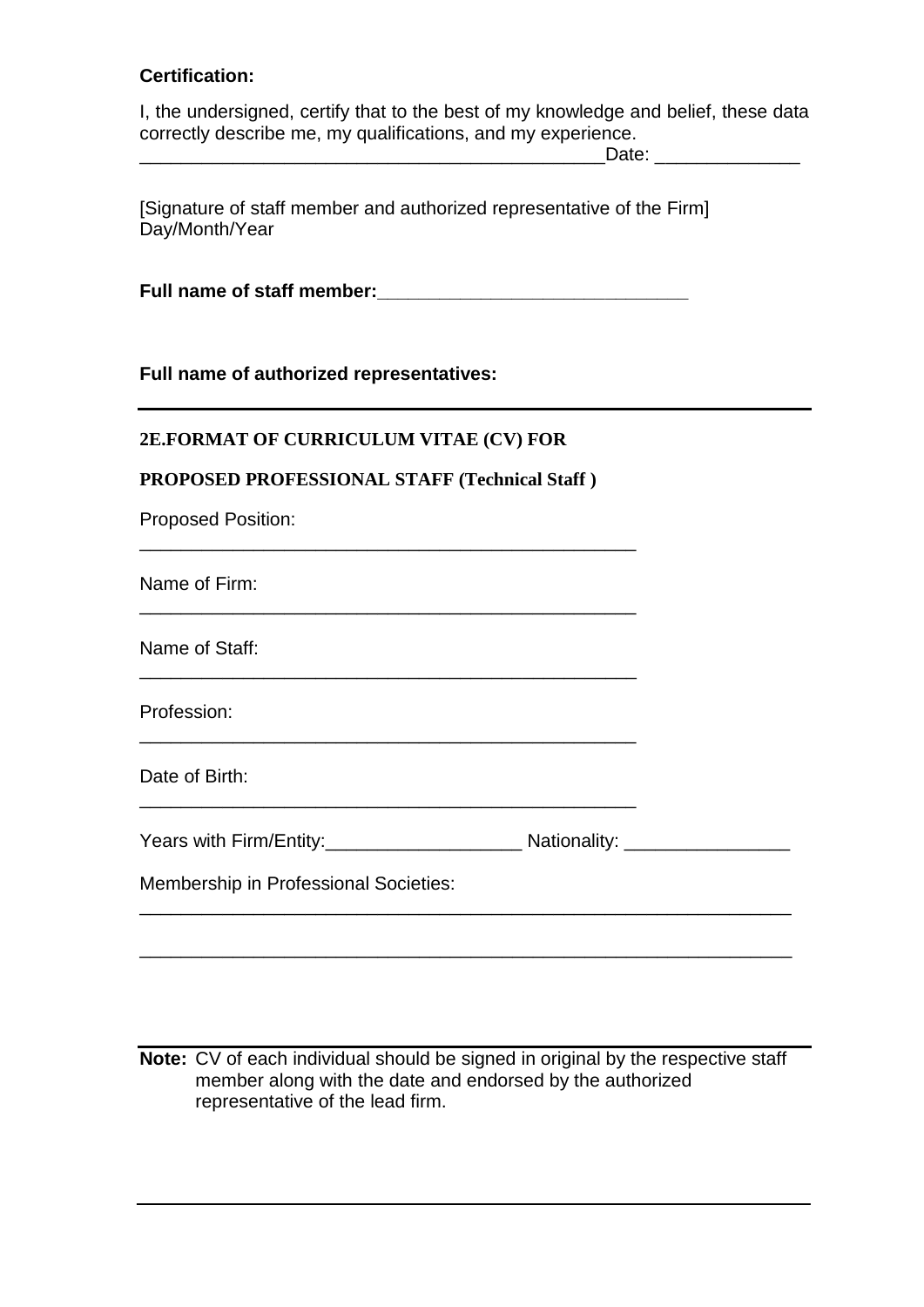**Certification:**

I, the undersigned, certify that to the best of my knowledge and belief, these data correctly describe me, my qualifications, and my experience.
_____________________________________________Date: ______________

[Signature of staff member and authorized representative of the Firm] Day/Month/Year

**Full name of staff member:**_______________________________

**Full name of authorized representatives:**

---

**2E.FORMAT OF CURRICULUM VITAE (CV) FOR**

**PROPOSED PROFESSIONAL STAFF (Technical Staff )**

Proposed Position: _________________________________________________

Name of Firm: _________________________________________________

Name of Staff: _________________________________________________

Profession: _________________________________________________

Date of Birth: _________________________________________________

Years with Firm/Entity:___________________ Nationality: ________________

Membership in Professional Societies:
_________________________________________________________________

_________________________________________________________________

---

**Note:** CV of each individual should be signed in original by the respective staff member along with the date and endorsed by the authorized representative of the lead firm.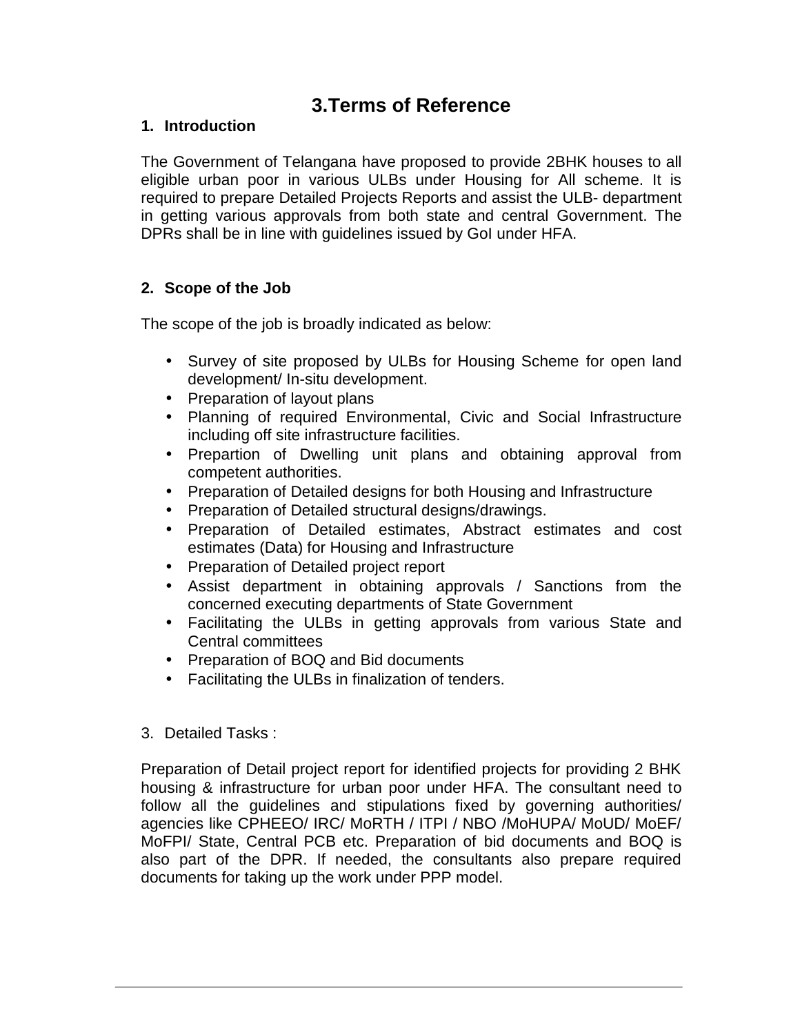# 3.Terms of Reference

## 1. Introduction

The Government of Telangana have proposed to provide 2BHK houses to all eligible urban poor in various ULBs under Housing for All scheme. It is required to prepare Detailed Projects Reports and assist the ULB- department in getting various approvals from both state and central Government. The DPRs shall be in line with guidelines issued by GoI under HFA.

## 2. Scope of the Job

The scope of the job is broadly indicated as below:

- Survey of site proposed by ULBs for Housing Scheme for open land development/ In-situ development.
- Preparation of layout plans
- Planning of required Environmental, Civic and Social Infrastructure including off site infrastructure facilities.
- Prepartion of Dwelling unit plans and obtaining approval from competent authorities.
- Preparation of Detailed designs for both Housing and Infrastructure
- Preparation of Detailed structural designs/drawings.
- Preparation of Detailed estimates, Abstract estimates and cost estimates (Data) for Housing and Infrastructure
- Preparation of Detailed project report
- Assist department in obtaining approvals / Sanctions from the concerned executing departments of State Government
- Facilitating the ULBs in getting approvals from various State and Central committees
- Preparation of BOQ and Bid documents
- Facilitating the ULBs in finalization of tenders.

3. Detailed Tasks :

Preparation of Detail project report for identified projects for providing 2 BHK housing & infrastructure for urban poor under HFA. The consultant need to follow all the guidelines and stipulations fixed by governing authorities/ agencies like CPHEEO/ IRC/ MoRTH / ITPI / NBO /MoHUPA/ MoUD/ MoEF/ MoFPI/ State, Central PCB etc. Preparation of bid documents and BOQ is also part of the DPR. If needed, the consultants also prepare required documents for taking up the work under PPP model.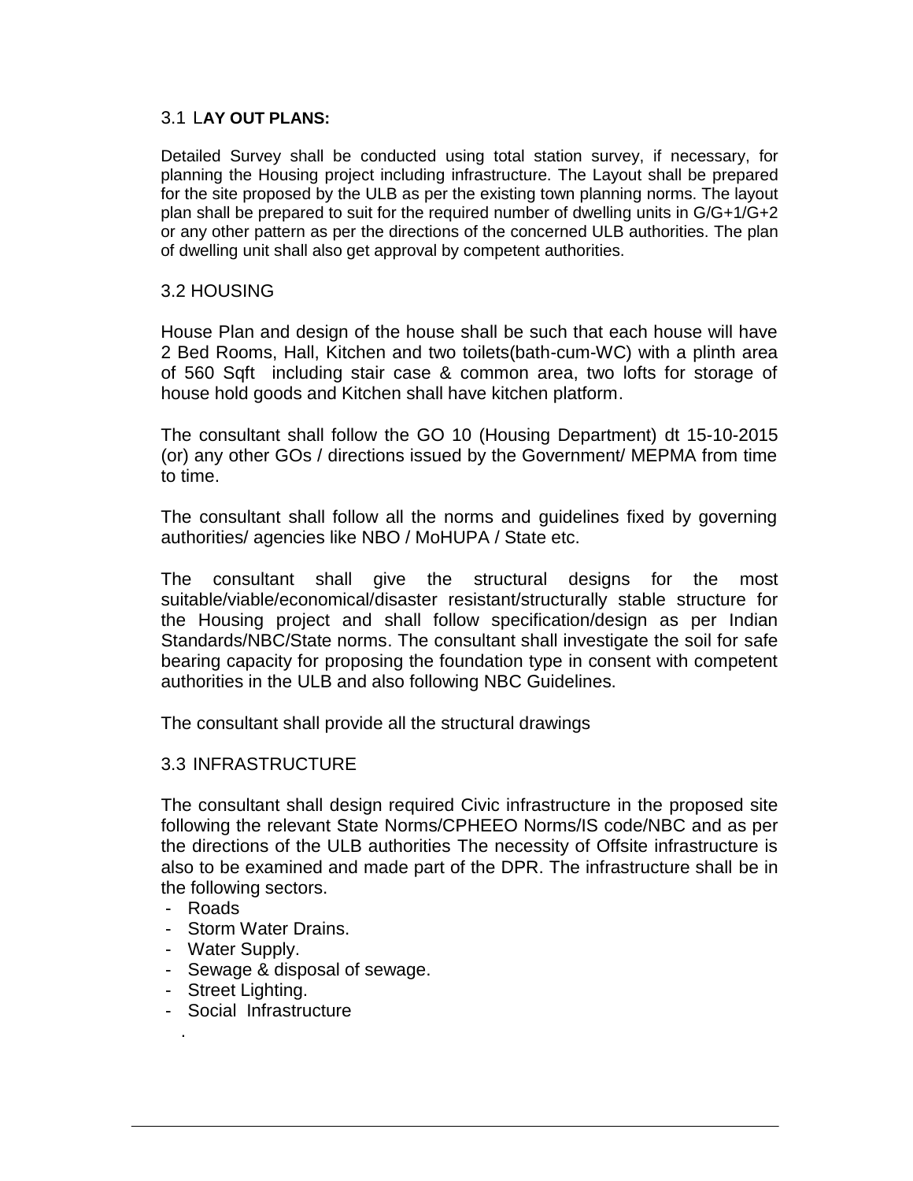### 3.1 LAY OUT PLANS:

Detailed Survey shall be conducted using total station survey, if necessary, for planning the Housing project including infrastructure. The Layout shall be prepared for the site proposed by the ULB as per the existing town planning norms. The layout plan shall be prepared to suit for the required number of dwelling units in G/G+1/G+2 or any other pattern as per the directions of the concerned ULB authorities. The plan of dwelling unit shall also get approval by competent authorities.

### 3.2 HOUSING

House Plan and design of the house shall be such that each house will have 2 Bed Rooms, Hall, Kitchen and two toilets(bath-cum-WC) with a plinth area of 560 Sqft including stair case & common area, two lofts for storage of house hold goods and Kitchen shall have kitchen platform.

The consultant shall follow the GO 10 (Housing Department) dt 15-10-2015 (or) any other GOs / directions issued by the Government/ MEPMA from time to time.

The consultant shall follow all the norms and guidelines fixed by governing authorities/ agencies like NBO / MoHUPA / State etc.

The consultant shall give the structural designs for the most suitable/viable/economical/disaster resistant/structurally stable structure for the Housing project and shall follow specification/design as per Indian Standards/NBC/State norms. The consultant shall investigate the soil for safe bearing capacity for proposing the foundation type in consent with competent authorities in the ULB and also following NBC Guidelines.

The consultant shall provide all the structural drawings

### 3.3 INFRASTRUCTURE

The consultant shall design required Civic infrastructure in the proposed site following the relevant State Norms/CPHEEO Norms/IS code/NBC and as per the directions of the ULB authorities The necessity of Offsite infrastructure is also to be examined and made part of the DPR. The infrastructure shall be in the following sectors.

- Roads
- Storm Water Drains.
- Water Supply.
- Sewage & disposal of sewage.
- Street Lighting.
- Social Infrastructure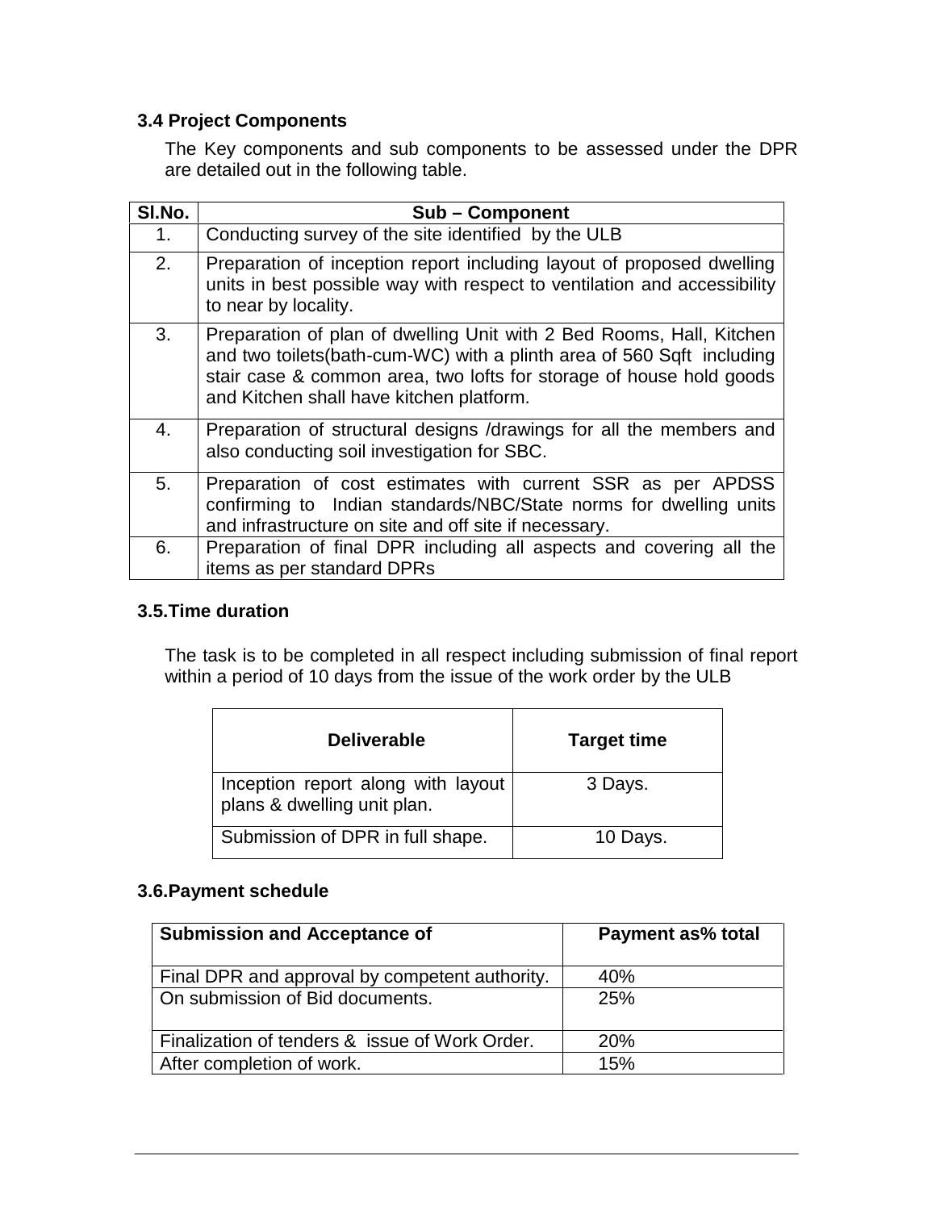### 3.4 Project Components

The Key components and sub components to be assessed under the DPR are detailed out in the following table.

| Sl.No. | Sub – Component |
|---|---|
| 1. | Conducting survey of the site identified by the ULB |
| 2. | Preparation of inception report including layout of proposed dwelling units in best possible way with respect to ventilation and accessibility to near by locality. |
| 3. | Preparation of plan of dwelling Unit with 2 Bed Rooms, Hall, Kitchen and two toilets(bath-cum-WC) with a plinth area of 560 Sqft including stair case & common area, two lofts for storage of house hold goods and Kitchen shall have kitchen platform. |
| 4. | Preparation of structural designs /drawings for all the members and also conducting soil investigation for SBC. |
| 5. | Preparation of cost estimates with current SSR as per APDSS confirming to Indian standards/NBC/State norms for dwelling units and infrastructure on site and off site if necessary. |
| 6. | Preparation of final DPR including all aspects and covering all the items as per standard DPRs |

### 3.5.Time duration

The task is to be completed in all respect including submission of final report within a period of 10 days from the issue of the work order by the ULB

| Deliverable | Target time |
|---|---|
| Inception report along with layout plans & dwelling unit plan. | 3 Days. |
| Submission of DPR in full shape. | 10 Days. |

### 3.6.Payment schedule

| Submission and Acceptance of | Payment as% total |
|---|---|
| Final DPR and approval by competent authority. | 40% |
| On submission of Bid documents. | 25% |
| Finalization of tenders & issue of Work Order. | 20% |
| After completion of work. | 15% |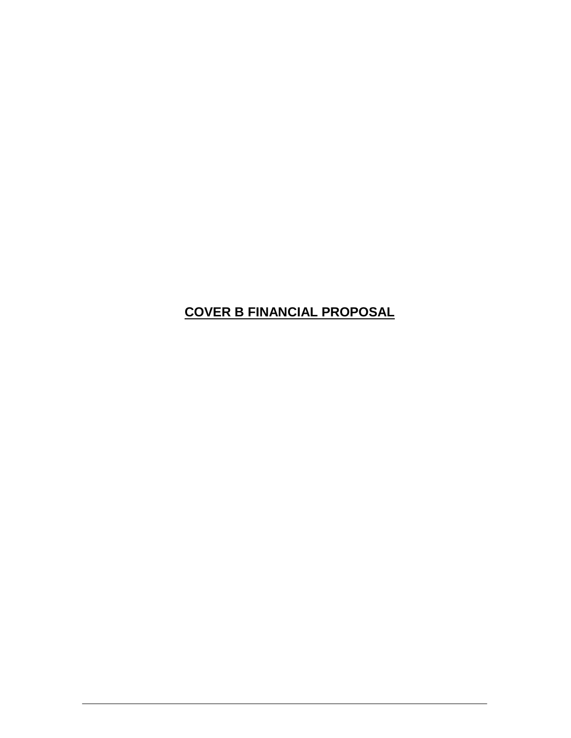# **COVER B FINANCIAL PROPOSAL**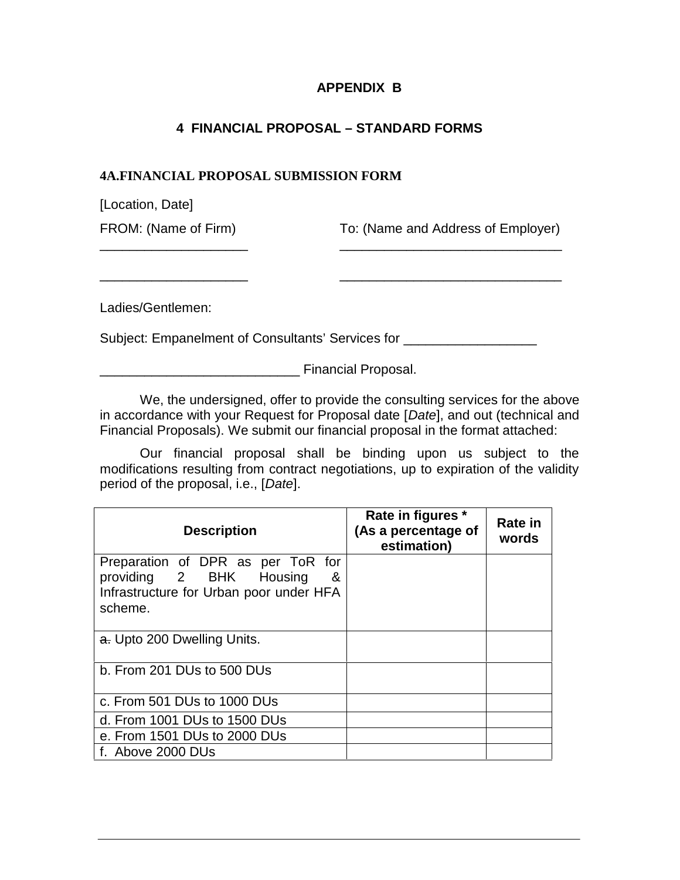**APPENDIX B**

## 4 FINANCIAL PROPOSAL – STANDARD FORMS

### 4A.FINANCIAL PROPOSAL SUBMISSION FORM

[Location, Date]

FROM: (Name of Firm) To: (Name and Address of Employer)

____________________ ______________________________

____________________ ______________________________

Ladies/Gentlemen:

Subject: Empanelment of Consultants' Services for __________________

___________________________ Financial Proposal.

We, the undersigned, offer to provide the consulting services for the above in accordance with your Request for Proposal date [*Date*], and out (technical and Financial Proposals). We submit our financial proposal in the format attached:

Our financial proposal shall be binding upon us subject to the modifications resulting from contract negotiations, up to expiration of the validity period of the proposal, i.e., [*Date*].

| Description | Rate in figures * (As a percentage of estimation) | Rate in words |
|---|---|---|
| Preparation of DPR as per ToR for providing 2 BHK Housing & Infrastructure for Urban poor under HFA scheme. | | |
| ~~a.~~ Upto 200 Dwelling Units. | | |
| b. From 201 DUs to 500 DUs | | |
| c. From 501 DUs to 1000 DUs | | |
| d. From 1001 DUs to 1500 DUs | | |
| e. From 1501 DUs to 2000 DUs | | |
| f. Above 2000 DUs | | |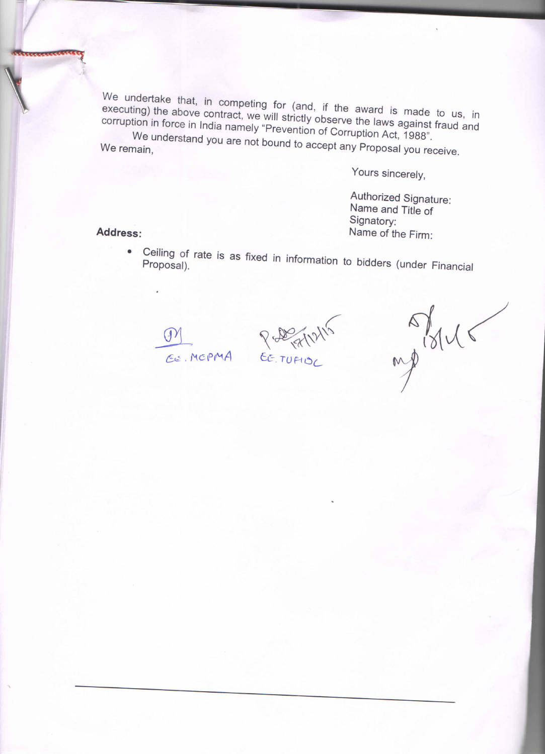We undertake that, in competing for (and, if the award is made to us, in executing) the above contract, we will strictly observe the laws against fraud and corruption in force in India namely "Prevention of Corruption Act, 1988".

We understand you are not bound to accept any Proposal you receive.

We remain,

Yours sincerely,

Authorized Signature:
Name and Title of Signatory:
Name of the Firm:

**Address:**

- Ceiling of rate is as fixed in information to bidders (under Financial Proposal).

EE. MEPMA　　EE. TUFIDC